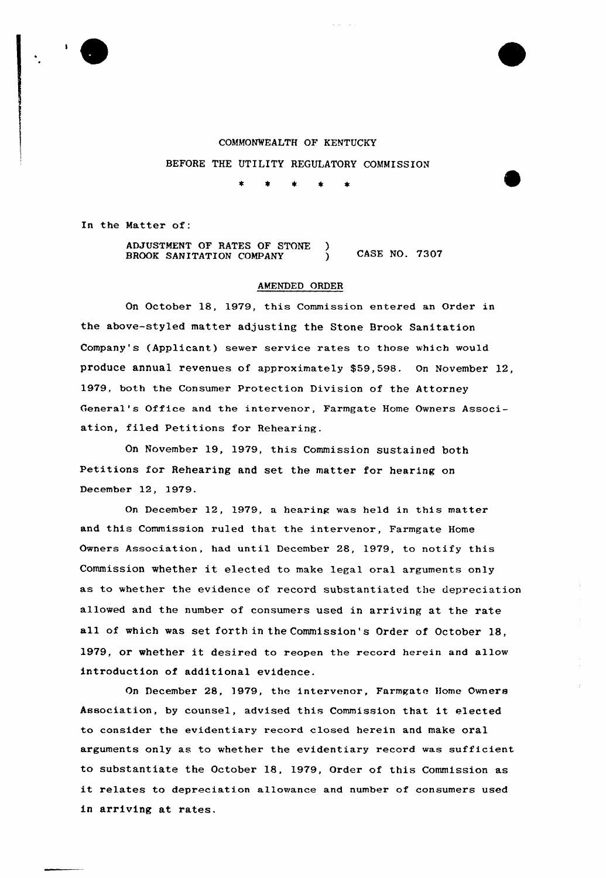COMMONWEALTH OF KENTUCKY

BEFORE THE UTILITY REGULATORY COMMISSION

\* \* \* \* \*

In the Matter of:

ADJUSTMENT OF RATES OF STONE BROOK SANITATION COMPANY ) CASE NO. 7307

## AMENDED ORDER

On October 18, 1979, this Commission entered an Order in the above-styled matter adjusting the Stone Brook Sanitation Company's (Applicant) sewer service rates to those which would produce annual revenues of approximately $59,598. On November 12, 1979, both the Consumer Protection Division of the Attorney General's Office and the intervenor, Farmgate Home Owners Association, filed Petitions for Rehearing.

On November 19, 1979, this Commission sustained both Petitions for Rehearing and set the matter for hearing on December 12, 1979.

On December 12, 1979, a hearing was held in this matter and this Commission ruled that the intervenor, Farmgate Home Owners Association, had until December 28, 1979, to notify this Commission whether it elected to make legal oral arguments only as to whether the evidence of record substantiated the depreciation allowed and the number of consumers used in arriving at the rate all of which was set forth in the Commission's Order of October 18, 1979, or whether it desired to reopen the record herein and allow introduction of additional evidence.

On December 28, 1979, the intervenor, Farmgate Home Owners Association, by counsel, advised this Commission that it elected to consider the evidentiary record closed herein and make oral arguments only as to whether the evidentiary record was sufficient to substantiate the October 18, 1979, Order of this Commission as it relates to depreciation allowance and number of consumers used in arriving at rates.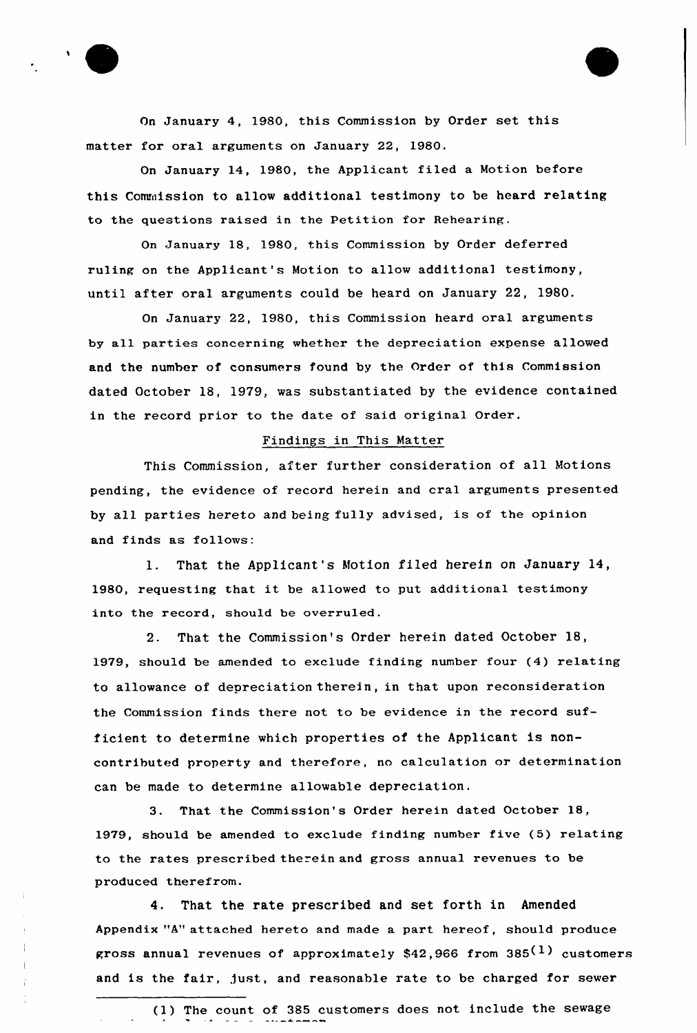On January 4, 1980, this Commission by Order set this matter for oral arguments on January 22, 1980.

On January 14, 1980, the Applicant filed a Motion before this Commission to allow additional testimony to be heard relating to the questions raised in the Petition for Rehearing.

On January 18, 1980, this Commission by Order deferred ruling on the Applicant's Motion to allow additional testimony, until after oral arguments could be heard on January 22, 1980.

On January 22, 1980, this Commission heard oral arguments by all parties concerning whether the depreciation expense allowed and the number of consumers found by the Order of this Commission dated October 18, 1979, was substantiated by the evidence contained in the record prior to the date of said original Order.

## Findings in This Matter

This Commission, after further consideration of all Motions pending, the evidence of record herein and cral arguments presented by all parties hereto and being fully advised, is of the opinion and finds as follows:

1. That the Applicant's Motion filed herein on January 14, 1980, requesting that it be allowed to put additional testimony into the record, should be overruled.

2. That the Commission's Order herein dated October 18, 1979, should be amended to exclude finding number four (4) relating to allowance of depreciation therein, in that upon reconsideration the Commission finds there not to be evidence in the record sufficient to determine which properties of the Applicant is non-contributed property and therefore, no calculation or determination can be made to determine allowable depreciation.

3. That the Commission's Order herein dated October 18, 1979, should be amended to exclude finding number five (5) relating to the rates prescribed therein and gross annual revenues to be produced therefrom.

4. That the rate prescribed and set forth in Amended Appendix "A" attached hereto and made a part hereof, should produce gross annual revenues of approximately $42,966 from 385(1) customers and is the fair, just, and reasonable rate to be charged for sewer

(1) The count of 385 customers does not include the sewage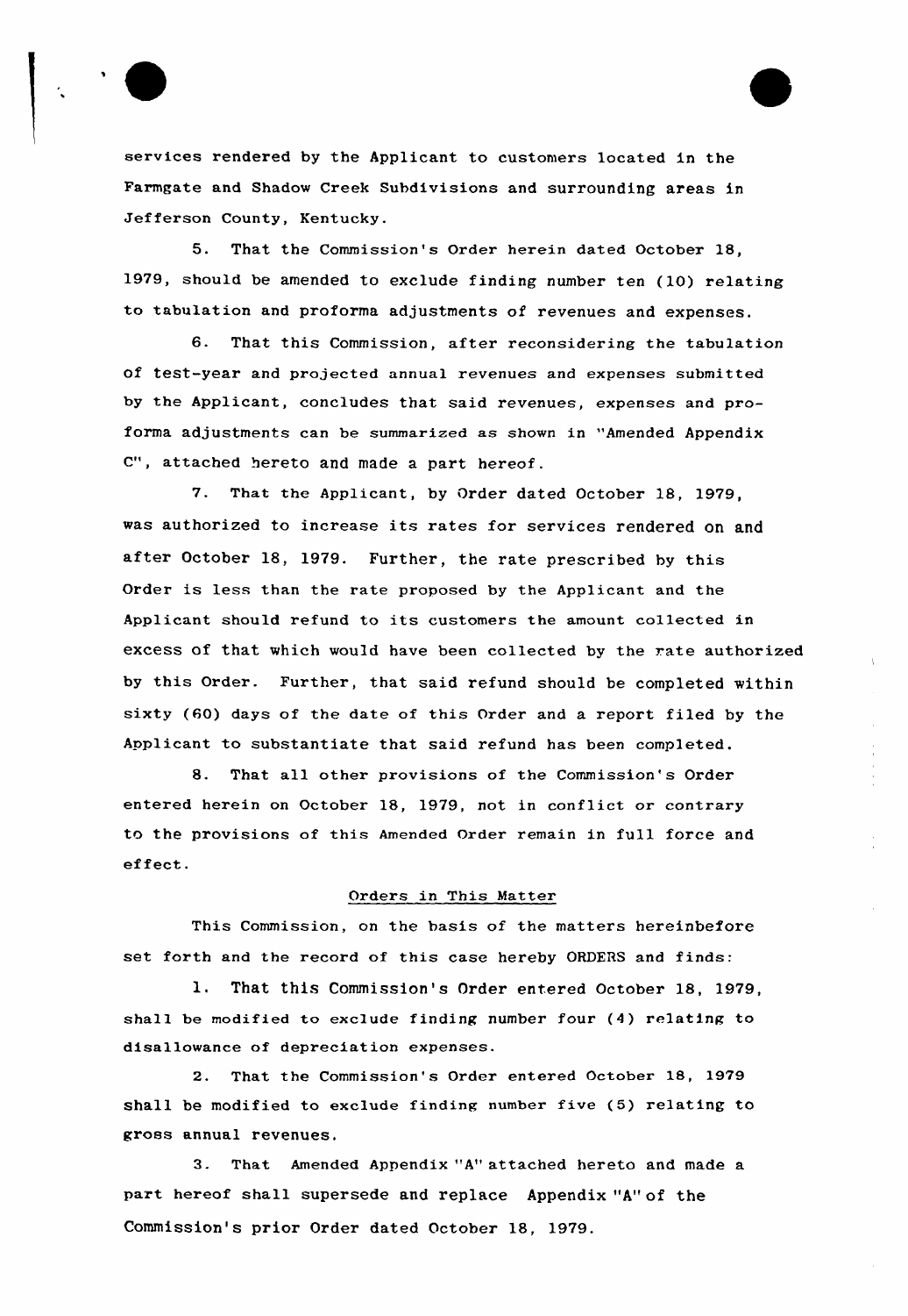services rendered by the Applicant to customers located in the Farmgate and Shadow Creek Subdivisions and surrounding areas in Jefferson County, Kentucky.

5. That the Commission's Order herein dated October 18, 1979, should be amended to exclude finding number ten (10) relating to tabulation and proforma adjustments of revenues and expenses.

6. That this Commission, after reconsidering the tabulation of test-year and projected annual revenues and expenses submitted by the Applicant, concludes that said revenues, expenses and proforma adjustments can be summarized as shown in "Amended Appendix C", attached hereto and made a part hereof.

7. That the Applicant, by Order dated October 18, 1979, was authorized to increase its rates for services rendered on and after October 18, 1979. Further, the rate prescribed by this Order is less than the rate proposed by the Applicant and the Applicant should refund to its customers the amount collected in excess of that which would have been collected by the rate authorized by this Order. Further, that said refund should be completed within sixty (60) days of the date of this Order and a report filed by the Applicant to substantiate that said refund has been completed.

8. That all other provisions of the Commission's Order entered herein on October 18, 1979, not in conflict or contrary to the provisions of this Amended Order remain in full force and effect.

## Orders in This Matter

This Commission, on the basis of the matters hereinbefore set forth and the record of this case hereby ORDERS and finds:

1. That this Commission's Order entered October 18, 1979, shall be modified to exclude finding number four (4) relating to disallowance of depreciation expenses.

2. That the Commission's Order entered October 18, 1979 shall be modified to exclude finding number five (5) relating to gross annual revenues.

3. That Amended Appendix "A" attached hereto and made a part hereof shall supersede and replace Appendix "A" of the Commission's prior Order dated October 18, 1979.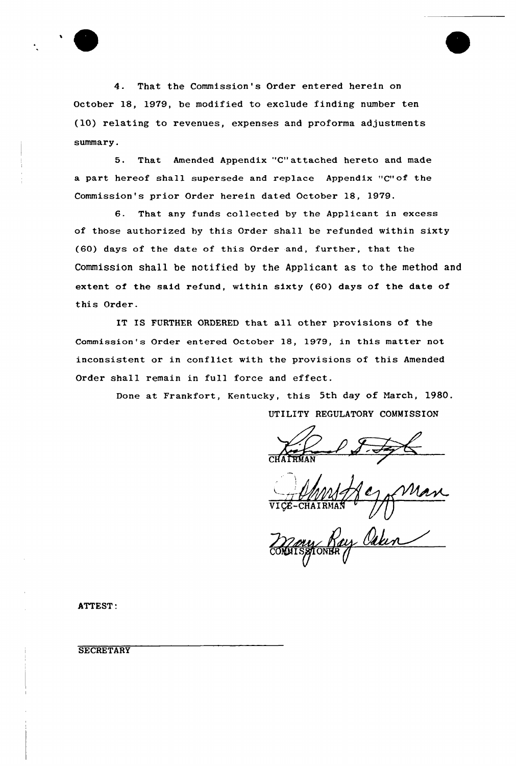4. That the Commission's Order entered herein on October 18, 1979, be modified to exclude finding number ten (10) relating to revenues, expenses and proforma adjustments summary.

5. That Amended Appendix "C" attached hereto and made a part hereof shall supersede and replace Appendix "C" of the Commission's prior Order herein dated October 18, 1979.

6. That any funds collected by the Applicant in excess of those authorized by this Order shall be refunded within sixty (60) days of the date of this Order and, further, that the Commission shall be notified by the Applicant as to the method and extent of the said refund, within sixty (60) days of the date of this Order.

IT IS FURTHER ORDERED that all other provisions of the Commission's Order entered October 18, 1979, in this matter not inconsistent or in conflict with the provisions of this Amended Order shall remain in full force and effect.

Done at Frankfort, Kentucky, this 5th day of March, 1980.

UTILITY REGULATORY COMMISSION

CHAIRMAN

VICE-CHAIRMAN

COMMISSIONER

ATTEST:

SECRETARY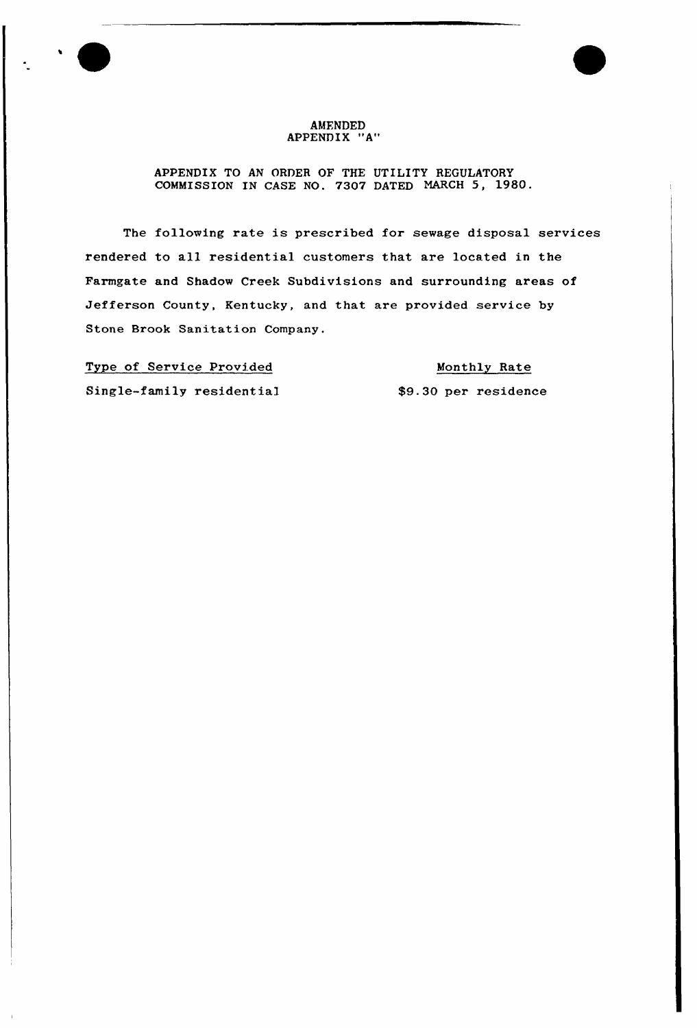AMENDED
APPENDIX "A"

APPENDIX TO AN ORDER OF THE UTILITY REGULATORY COMMISSION IN CASE NO. 7307 DATED MARCH 5, 1980.

The following rate is prescribed for sewage disposal services rendered to all residential customers that are located in the Farmgate and Shadow Creek Subdivisions and surrounding areas of Jefferson County, Kentucky, and that are provided service by Stone Brook Sanitation Company.

| Type of Service Provided | Monthly Rate |
|---|---|
| Single-family residential | $9.30 per residence |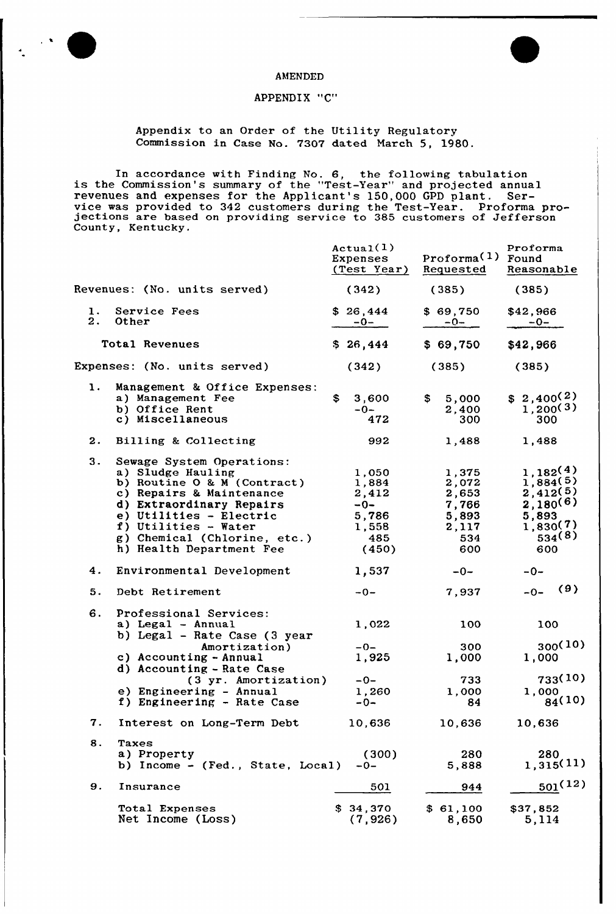AMENDED

APPENDIX "C"

Appendix to an Order of the Utility Regulatory Commission in Case No. 7307 dated March 5, 1980.

In accordance with Finding No. 6, the following tabulation is the Commission's summary of the "Test-Year" and projected annual revenues and expenses for the Applicant's 150,000 GPD plant. Service was provided to 342 customers during the Test-Year. Proforma projections are based on providing service to 385 customers of Jefferson County, Kentucky.

| | Actual(1) Expenses (Test Year) | Proforma(1) Requested | Proforma Found Reasonable |
|---|---|---|---|
| Revenues: (No. units served) | (342) | (385) | (385) |
| 1. Service Fees | $ 26,444 | $ 69,750 | $42,966 |
| 2. Other | -0- | -0- | -0- |
| Total Revenues | $ 26,444 | $ 69,750 | $42,966 |
| Expenses: (No. units served) | (342) | (385) | (385) |
| 1. Management & Office Expenses: | | | |
| a) Management Fee | $ 3,600 | $ 5,000 | $ 2,400(2) |
| b) Office Rent | -0- | 2,400 | 1,200(3) |
| c) Miscellaneous | 472 | 300 | 300 |
| 2. Billing & Collecting | 992 | 1,488 | 1,488 |
| 3. Sewage System Operations: | | | |
| a) Sludge Hauling | 1,050 | 1,375 | 1,182(4) |
| b) Routine O & M (Contract) | 1,884 | 2,072 | 1,884(5) |
| c) Repairs & Maintenance | 2,412 | 2,653 | 2,412(5) |
| d) Extraordinary Repairs | -0- | 7,766 | 2,180(6) |
| e) Utilities - Electric | 5,786 | 5,893 | 5,893 |
| f) Utilities - Water | 1,558 | 2,117 | 1,830(7) |
| g) Chemical (Chlorine, etc.) | 485 | 534 | 534(8) |
| h) Health Department Fee | (450) | 600 | 600 |
| 4. Environmental Development | 1,537 | -0- | -0- |
| 5. Debt Retirement | -0- | 7,937 | -0- (9) |
| 6. Professional Services: | | | |
| a) Legal - Annual | 1,022 | 100 | 100 |
| b) Legal - Rate Case (3 year Amortization) | -0- | 300 | 300(10) |
| c) Accounting - Annual | 1,925 | 1,000 | 1,000 |
| d) Accounting - Rate Case (3 yr. Amortization) | -0- | 733 | 733(10) |
| e) Engineering - Annual | 1,260 | 1,000 | 1,000 |
| f) Engineering - Rate Case | -0- | 84 | 84(10) |
| 7. Interest on Long-Term Debt | 10,636 | 10,636 | 10,636 |
| 8. Taxes | | | |
| a) Property | (300) | 280 | 280 |
| b) Income - (Fed., State, Local) | -0- | 5,888 | 1,315(11) |
| 9. Insurance | 501 | 944 | 501(12) |
| Total Expenses | $ 34,370 | $ 61,100 | $37,852 |
| Net Income (Loss) | (7,926) | 8,650 | 5,114 |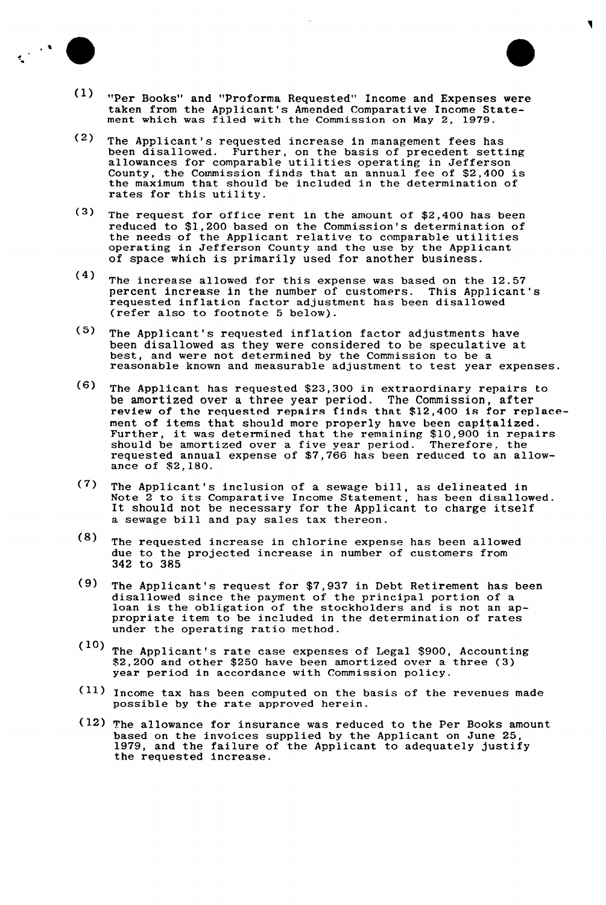(1) "Per Books" and "Proforma Requested" Income and Expenses were taken from the Applicant's Amended Comparative Income Statement which was filed with the Commission on May 2, 1979.

(2) The Applicant's requested increase in management fees has been disallowed. Further, on the basis of precedent setting allowances for comparable utilities operating in Jefferson County, the Commission finds that an annual fee of $2,400 is the maximum that should be included in the determination of rates for this utility.

(3) The request for office rent in the amount of $2,400 has been reduced to $1,200 based on the Commission's determination of the needs of the Applicant relative to comparable utilities operating in Jefferson County and the use by the Applicant of space which is primarily used for another business.

(4) The increase allowed for this expense was based on the 12.57 percent increase in the number of customers. This Applicant's requested inflation factor adjustment has been disallowed (refer also to footnote 5 below).

(5) The Applicant's requested inflation factor adjustments have been disallowed as they were considered to be speculative at best, and were not determined by the Commission to be a reasonable known and measurable adjustment to test year expenses.

(6) The Applicant has requested $23,300 in extraordinary repairs to be amortized over a three year period. The Commission, after review of the requested repairs finds that $12,400 is for replacement of items that should more properly have been capitalized. Further, it was determined that the remaining $10,900 in repairs should be amortized over a five year period. Therefore, the requested annual expense of $7,766 has been reduced to an allowance of $2,180.

(7) The Applicant's inclusion of a sewage bill, as delineated in Note 2 to its Comparative Income Statement, has been disallowed. It should not be necessary for the Applicant to charge itself a sewage bill and pay sales tax thereon.

(8) The requested increase in chlorine expense has been allowed due to the projected increase in number of customers from 342 to 385

(9) The Applicant's request for $7,937 in Debt Retirement has been disallowed since the payment of the principal portion of a loan is the obligation of the stockholders and is not an appropriate item to be included in the determination of rates under the operating ratio method.

(10) The Applicant's rate case expenses of Legal $900, Accounting $2,200 and other $250 have been amortized over a three (3) year period in accordance with Commission policy.

(11) Income tax has been computed on the basis of the revenues made possible by the rate approved herein.

(12) The allowance for insurance was reduced to the Per Books amount based on the invoices supplied by the Applicant on June 25, 1979, and the failure of the Applicant to adequately justify the requested increase.